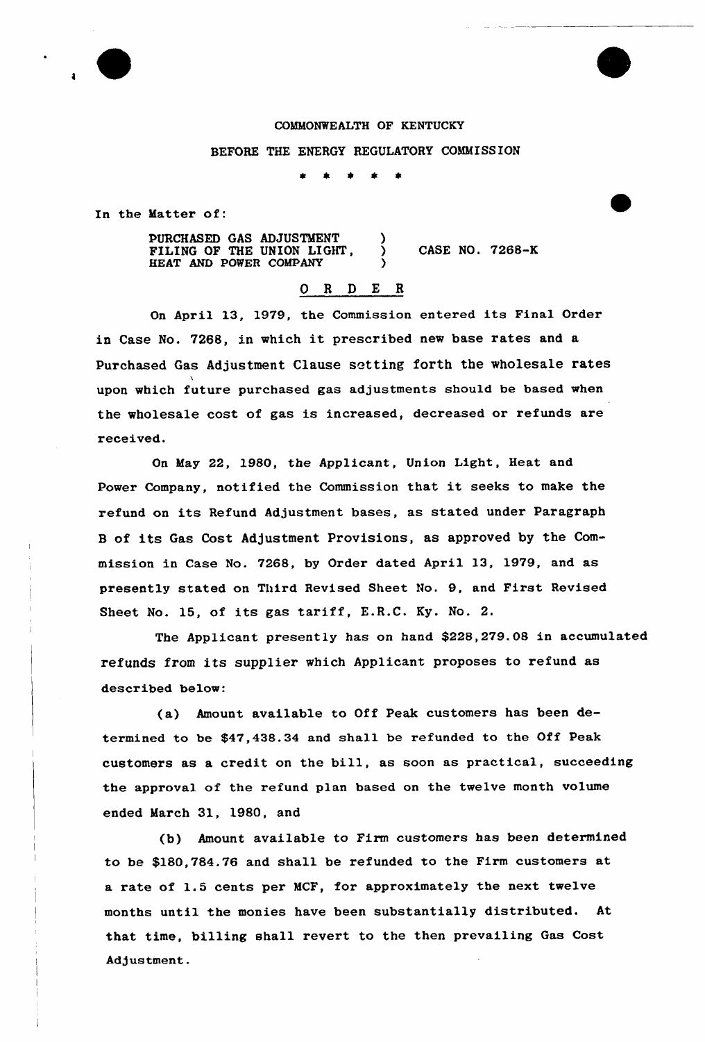COMMONWEALTH OF KENTUCKY

BEFORE THE ENERGY REGULATORY COMMISSION

\* \* \* \* \*

In the Matter of:

| | | |
|---|---|---|
| PURCHASED GAS ADJUSTMENT FILING OF THE UNION LIGHT, HEAT AND POWER COMPANY | ) ) ) | CASE NO. 7268-K |

## O R D E R

On April 13, 1979, the Commission entered its Final Order in Case No. 7268, in which it prescribed new base rates and a Purchased Gas Adjustment Clause setting forth the wholesale rates upon which future purchased gas adjustments should be based when the wholesale cost of gas is increased, decreased or refunds are received.

On May 22, 1980, the Applicant, Union Light, Heat and Power Company, notified the Commission that it seeks to make the refund on its Refund Adjustment bases, as stated under Paragraph B of its Gas Cost Adjustment Provisions, as approved by the Commission in Case No. 7268, by Order dated April 13, 1979, and as presently stated on Third Revised Sheet No. 9, and First Revised Sheet No. 15, of its gas tariff, E.R.C. Ky. No. 2.

The Applicant presently has on hand $228,279.08 in accumulated refunds from its supplier which Applicant proposes to refund as described below:

(a) Amount available to Off Peak customers has been determined to be $47,438.34 and shall be refunded to the Off Peak customers as a credit on the bill, as soon as practical, succeeding the approval of the refund plan based on the twelve month volume ended March 31, 1980, and

(b) Amount available to Firm customers has been determined to be $180,784.76 and shall be refunded to the Firm customers at a rate of 1.5 cents per MCF, for approximately the next twelve months until the monies have been substantially distributed. At that time, billing shall revert to the then prevailing Gas Cost Adjustment.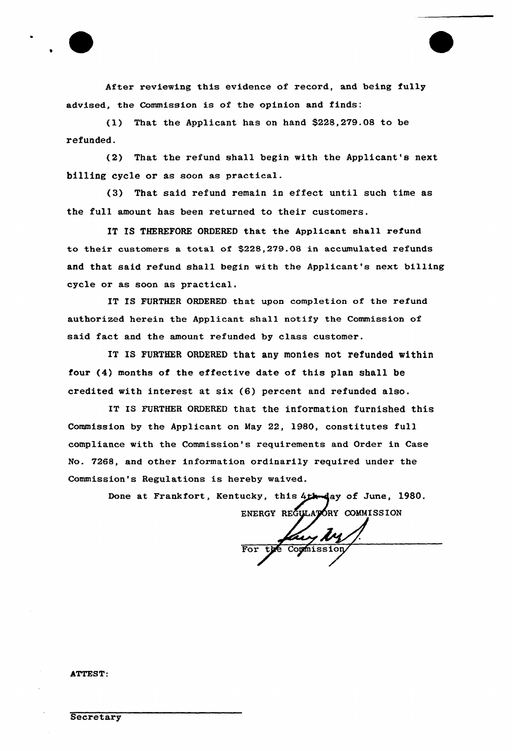After reviewing this evidence of record, and being fully advised, the Commission is of the opinion and finds:

(1) That the Applicant has on hand $228,279.08 to be refunded.

(2) That the refund shall begin with the Applicant's next billing cycle or as soon as practical.

(3) That said refund remain in effect until such time as the full amount has been returned to their customers.

IT IS THEREFORE ORDERED that the Applicant shall refund to their customers a total of $228,279.08 in accumulated refunds and that said refund shall begin with the Applicant's next billing cycle or as soon as practical.

IT IS FURTHER ORDERED that upon completion of the refund authorized herein the Applicant shall notify the Commission of said fact and the amount refunded by class customer.

IT IS FURTHER ORDERED that any monies not refunded within four (4) months of the effective date of this plan shall be credited with interest at six (6) percent and refunded also.

IT IS FURTHER ORDERED that the information furnished this Commission by the Applicant on May 22, 1980, constitutes full compliance with the Commission's requirements and Order in Case No. 7268, and other information ordinarily required under the Commission's Regulations is hereby waived.

Done at Frankfort, Kentucky, this 4th day of June, 1980.

ENERGY REGULATORY COMMISSION

For the Commission

ATTEST:

Secretary